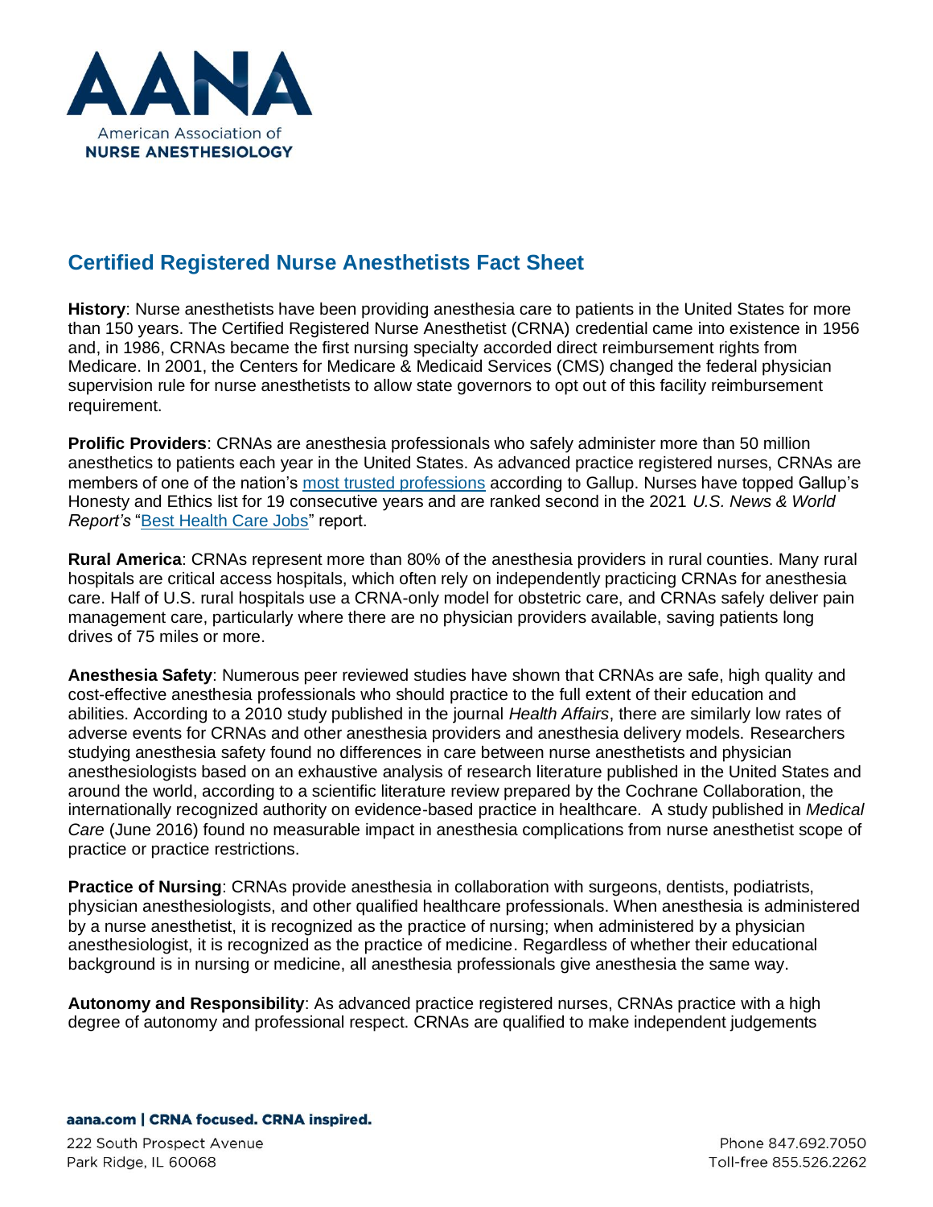# Certified Registered Nurse Anesthetists Fact Sheet

**History**: Nurse anesthetists have been providing anesthesia care to patients in the United States for more than 150 years. The Certified Registered Nurse Anesthetist (CRNA) credential came into existence in 1956 and, in 1986, CRNAs became the first nursing specialty accorded direct reimbursement rights from Medicare. In 2001, the Centers for Medicare & Medicaid Services (CMS) changed the federal physician supervision rule for nurse anesthetists to allow state governors to opt out of this facility reimbursement requirement.

**Prolific Providers**: CRNAs are anesthesia professionals who safely administer more than 50 million anesthetics to patients each year in the United States. As advanced practice registered nurses, CRNAs are members of one of the nation's most trusted professions according to Gallup. Nurses have topped Gallup's Honesty and Ethics list for 19 consecutive years and are ranked second in the 2021 *U.S. News & World Report's* "Best Health Care Jobs" report.

**Rural America**: CRNAs represent more than 80% of the anesthesia providers in rural counties. Many rural hospitals are critical access hospitals, which often rely on independently practicing CRNAs for anesthesia care. Half of U.S. rural hospitals use a CRNA-only model for obstetric care, and CRNAs safely deliver pain management care, particularly where there are no physician providers available, saving patients long drives of 75 miles or more.

**Anesthesia Safety**: Numerous peer reviewed studies have shown that CRNAs are safe, high quality and cost-effective anesthesia professionals who should practice to the full extent of their education and abilities. According to a 2010 study published in the journal *Health Affairs*, there are similarly low rates of adverse events for CRNAs and other anesthesia providers and anesthesia delivery models. Researchers studying anesthesia safety found no differences in care between nurse anesthetists and physician anesthesiologists based on an exhaustive analysis of research literature published in the United States and around the world, according to a scientific literature review prepared by the Cochrane Collaboration, the internationally recognized authority on evidence-based practice in healthcare. A study published in *Medical Care* (June 2016) found no measurable impact in anesthesia complications from nurse anesthetist scope of practice or practice restrictions.

**Practice of Nursing**: CRNAs provide anesthesia in collaboration with surgeons, dentists, podiatrists, physician anesthesiologists, and other qualified healthcare professionals. When anesthesia is administered by a nurse anesthetist, it is recognized as the practice of nursing; when administered by a physician anesthesiologist, it is recognized as the practice of medicine. Regardless of whether their educational background is in nursing or medicine, all anesthesia professionals give anesthesia the same way.

**Autonomy and Responsibility**: As advanced practice registered nurses, CRNAs practice with a high degree of autonomy and professional respect. CRNAs are qualified to make independent judgements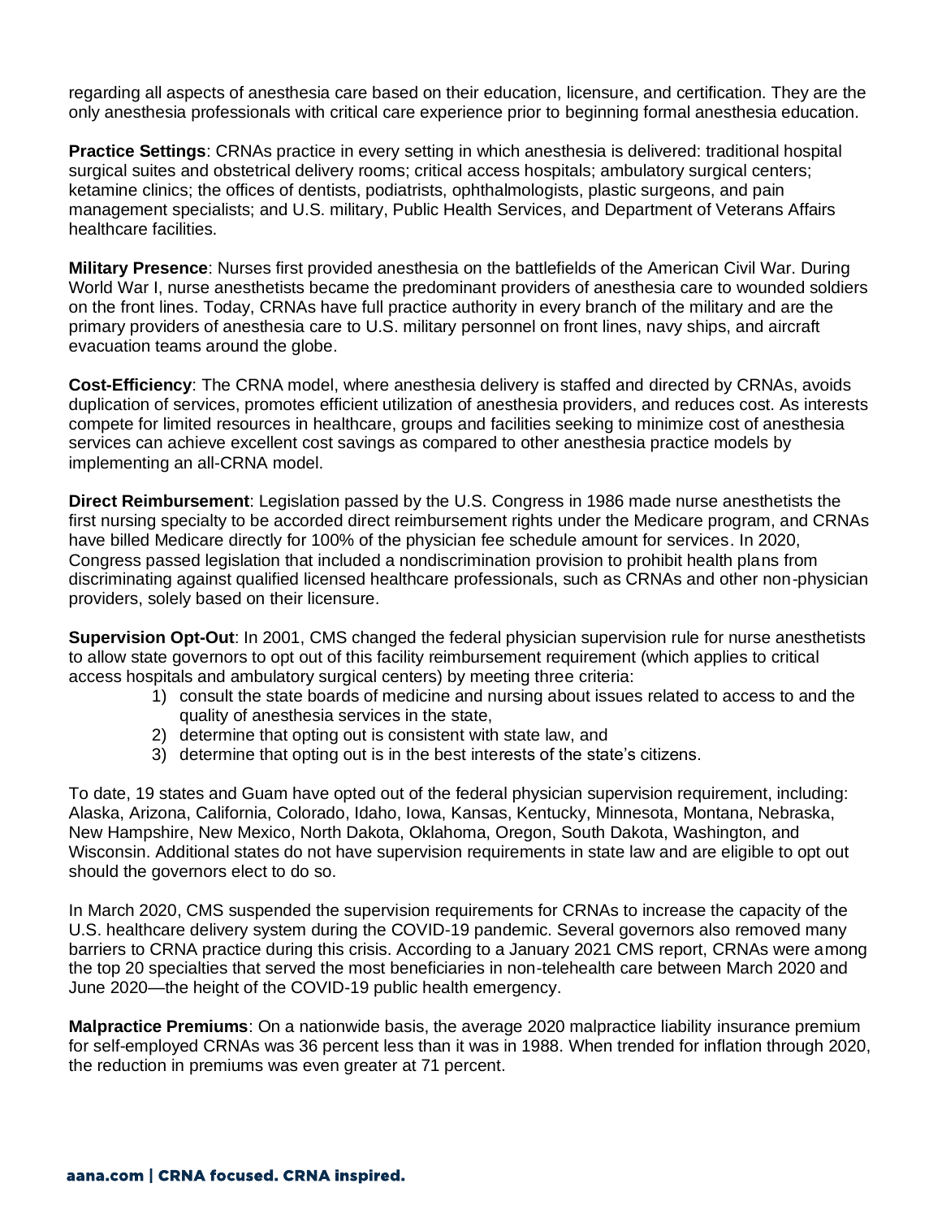regarding all aspects of anesthesia care based on their education, licensure, and certification. They are the only anesthesia professionals with critical care experience prior to beginning formal anesthesia education.

**Practice Settings**: CRNAs practice in every setting in which anesthesia is delivered: traditional hospital surgical suites and obstetrical delivery rooms; critical access hospitals; ambulatory surgical centers; ketamine clinics; the offices of dentists, podiatrists, ophthalmologists, plastic surgeons, and pain management specialists; and U.S. military, Public Health Services, and Department of Veterans Affairs healthcare facilities.

**Military Presence**: Nurses first provided anesthesia on the battlefields of the American Civil War. During World War I, nurse anesthetists became the predominant providers of anesthesia care to wounded soldiers on the front lines. Today, CRNAs have full practice authority in every branch of the military and are the primary providers of anesthesia care to U.S. military personnel on front lines, navy ships, and aircraft evacuation teams around the globe.

**Cost-Efficiency**: The CRNA model, where anesthesia delivery is staffed and directed by CRNAs, avoids duplication of services, promotes efficient utilization of anesthesia providers, and reduces cost. As interests compete for limited resources in healthcare, groups and facilities seeking to minimize cost of anesthesia services can achieve excellent cost savings as compared to other anesthesia practice models by implementing an all-CRNA model.

**Direct Reimbursement**: Legislation passed by the U.S. Congress in 1986 made nurse anesthetists the first nursing specialty to be accorded direct reimbursement rights under the Medicare program, and CRNAs have billed Medicare directly for 100% of the physician fee schedule amount for services. In 2020, Congress passed legislation that included a nondiscrimination provision to prohibit health plans from discriminating against qualified licensed healthcare professionals, such as CRNAs and other non-physician providers, solely based on their licensure.

**Supervision Opt-Out**: In 2001, CMS changed the federal physician supervision rule for nurse anesthetists to allow state governors to opt out of this facility reimbursement requirement (which applies to critical access hospitals and ambulatory surgical centers) by meeting three criteria:

1) consult the state boards of medicine and nursing about issues related to access to and the quality of anesthesia services in the state,
2) determine that opting out is consistent with state law, and
3) determine that opting out is in the best interests of the state's citizens.

To date, 19 states and Guam have opted out of the federal physician supervision requirement, including: Alaska, Arizona, California, Colorado, Idaho, Iowa, Kansas, Kentucky, Minnesota, Montana, Nebraska, New Hampshire, New Mexico, North Dakota, Oklahoma, Oregon, South Dakota, Washington, and Wisconsin. Additional states do not have supervision requirements in state law and are eligible to opt out should the governors elect to do so.

In March 2020, CMS suspended the supervision requirements for CRNAs to increase the capacity of the U.S. healthcare delivery system during the COVID-19 pandemic. Several governors also removed many barriers to CRNA practice during this crisis. According to a January 2021 CMS report, CRNAs were among the top 20 specialties that served the most beneficiaries in non-telehealth care between March 2020 and June 2020—the height of the COVID-19 public health emergency.

**Malpractice Premiums**: On a nationwide basis, the average 2020 malpractice liability insurance premium for self-employed CRNAs was 36 percent less than it was in 1988. When trended for inflation through 2020, the reduction in premiums was even greater at 71 percent.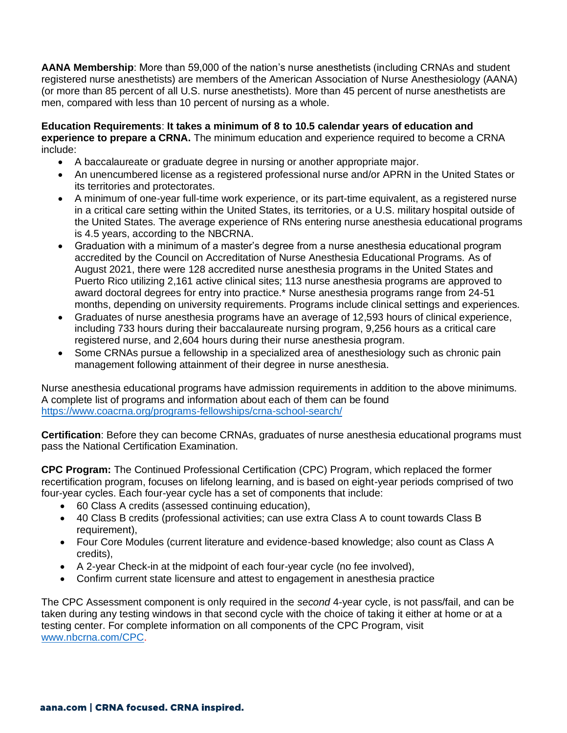**AANA Membership**: More than 59,000 of the nation's nurse anesthetists (including CRNAs and student registered nurse anesthetists) are members of the American Association of Nurse Anesthesiology (AANA) (or more than 85 percent of all U.S. nurse anesthetists). More than 45 percent of nurse anesthetists are men, compared with less than 10 percent of nursing as a whole.

**Education Requirements**: **It takes a minimum of 8 to 10.5 calendar years of education and experience to prepare a CRNA.** The minimum education and experience required to become a CRNA include:

- A baccalaureate or graduate degree in nursing or another appropriate major.
- An unencumbered license as a registered professional nurse and/or APRN in the United States or its territories and protectorates.
- A minimum of one-year full-time work experience, or its part-time equivalent, as a registered nurse in a critical care setting within the United States, its territories, or a U.S. military hospital outside of the United States. The average experience of RNs entering nurse anesthesia educational programs is 4.5 years, according to the NBCRNA.
- Graduation with a minimum of a master's degree from a nurse anesthesia educational program accredited by the Council on Accreditation of Nurse Anesthesia Educational Programs. As of August 2021, there were 128 accredited nurse anesthesia programs in the United States and Puerto Rico utilizing 2,161 active clinical sites; 113 nurse anesthesia programs are approved to award doctoral degrees for entry into practice.* Nurse anesthesia programs range from 24-51 months, depending on university requirements. Programs include clinical settings and experiences.
- Graduates of nurse anesthesia programs have an average of 12,593 hours of clinical experience, including 733 hours during their baccalaureate nursing program, 9,256 hours as a critical care registered nurse, and 2,604 hours during their nurse anesthesia program.
- Some CRNAs pursue a fellowship in a specialized area of anesthesiology such as chronic pain management following attainment of their degree in nurse anesthesia.

Nurse anesthesia educational programs have admission requirements in addition to the above minimums. A complete list of programs and information about each of them can be found https://www.coacrna.org/programs-fellowships/crna-school-search/

**Certification**: Before they can become CRNAs, graduates of nurse anesthesia educational programs must pass the National Certification Examination.

**CPC Program:** The Continued Professional Certification (CPC) Program, which replaced the former recertification program, focuses on lifelong learning, and is based on eight-year periods comprised of two four-year cycles. Each four-year cycle has a set of components that include:

- 60 Class A credits (assessed continuing education),
- 40 Class B credits (professional activities; can use extra Class A to count towards Class B requirement),
- Four Core Modules (current literature and evidence-based knowledge; also count as Class A credits),
- A 2-year Check-in at the midpoint of each four-year cycle (no fee involved),
- Confirm current state licensure and attest to engagement in anesthesia practice

The CPC Assessment component is only required in the *second* 4-year cycle, is not pass/fail, and can be taken during any testing windows in that second cycle with the choice of taking it either at home or at a testing center. For complete information on all components of the CPC Program, visit www.nbcrna.com/CPC.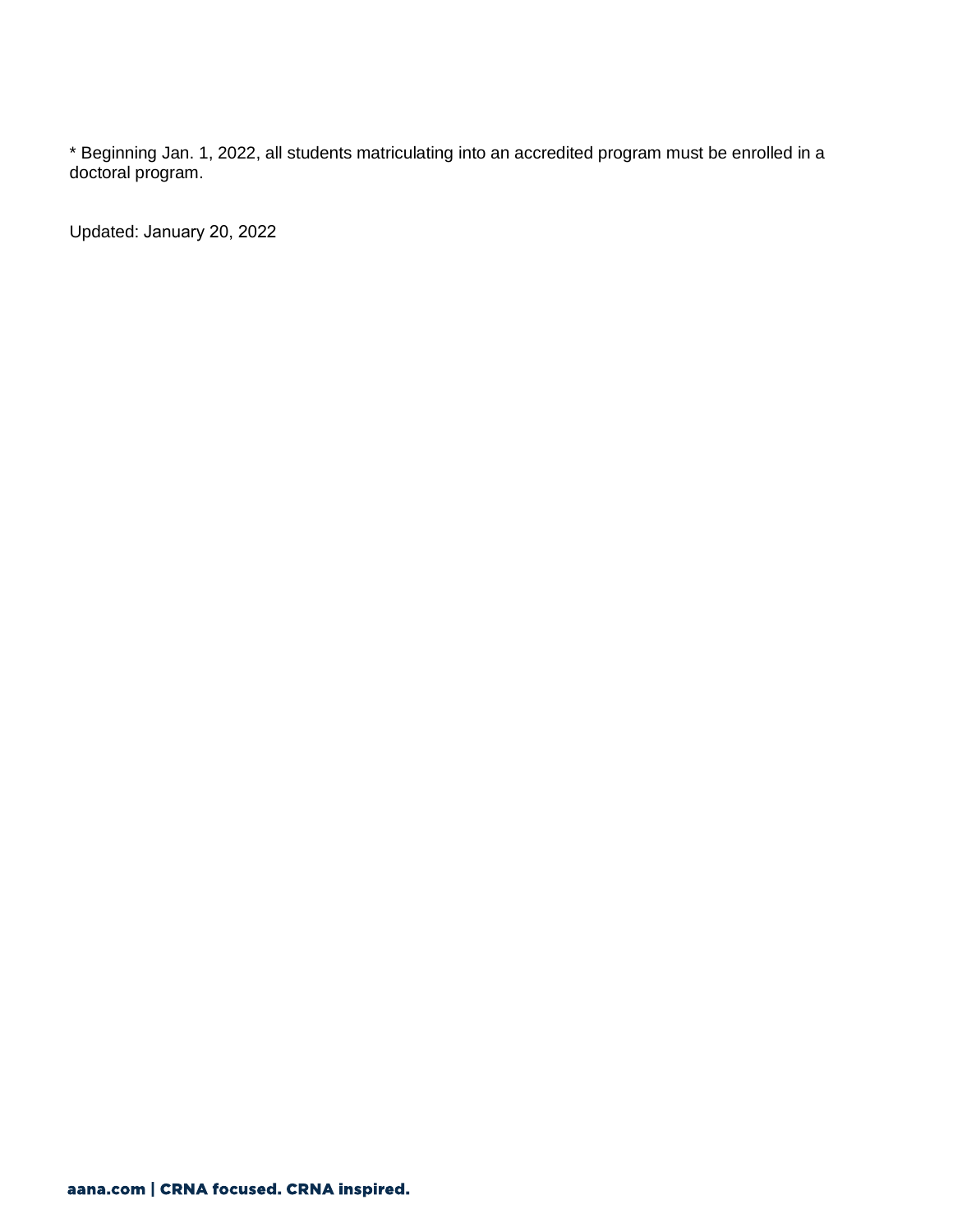* Beginning Jan. 1, 2022, all students matriculating into an accredited program must be enrolled in a doctoral program.

Updated: January 20, 2022